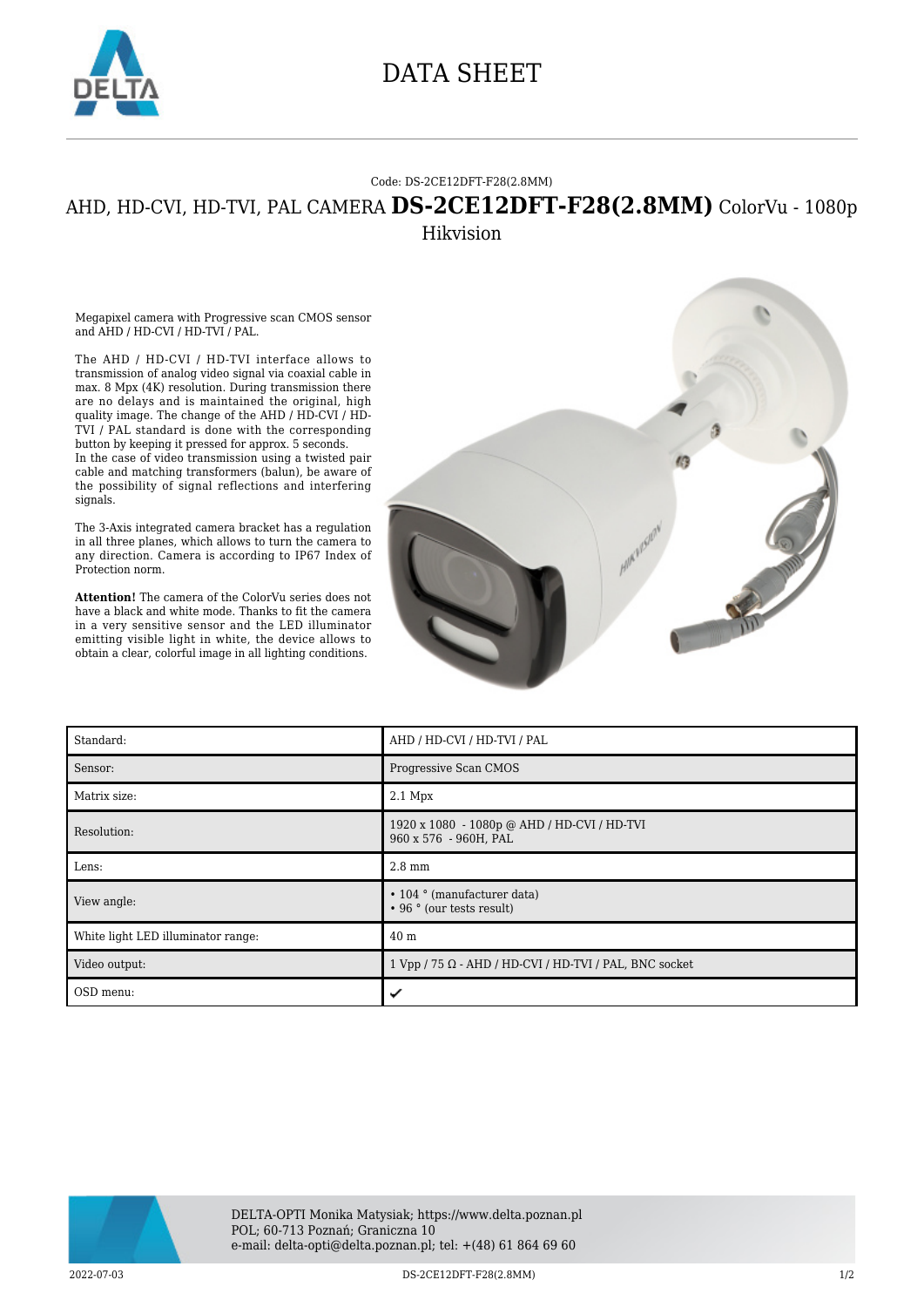# DATA SHEET

Code: DS-2CE12DFT-F28(2.8MM)

## AHD, HD-CVI, HD-TVI, PAL CAMERA **DS-2CE12DFT-F28(2.8MM)** ColorVu - 1080p Hikvision

Megapixel camera with Progressive scan CMOS sensor and AHD / HD-CVI / HD-TVI / PAL.

The AHD / HD-CVI / HD-TVI interface allows to transmission of analog video signal via coaxial cable in max. 8 Mpx (4K) resolution. During transmission there are no delays and is maintained the original, high quality image. The change of the AHD / HD-CVI / HD-TVI / PAL standard is done with the corresponding button by keeping it pressed for approx. 5 seconds.
In the case of video transmission using a twisted pair cable and matching transformers (balun), be aware of the possibility of signal reflections and interfering signals.

The 3-Axis integrated camera bracket has a regulation in all three planes, which allows to turn the camera to any direction. Camera is according to IP67 Index of Protection norm.

**Attention!** The camera of the ColorVu series does not have a black and white mode. Thanks to fit the camera in a very sensitive sensor and the LED illuminator emitting visible light in white, the device allows to obtain a clear, colorful image in all lighting conditions.

| Standard: | AHD / HD-CVI / HD-TVI / PAL |
|---|---|
| Sensor: | Progressive Scan CMOS |
| Matrix size: | 2.1 Mpx |
| Resolution: | 1920 x 1080 - 1080p @ AHD / HD-CVI / HD-TVI<br>960 x 576 - 960H, PAL |
| Lens: | 2.8 mm |
| View angle: | • 104 ° (manufacturer data)<br>• 96 ° (our tests result) |
| White light LED illuminator range: | 40 m |
| Video output: | 1 Vpp / 75 Ω - AHD / HD-CVI / HD-TVI / PAL, BNC socket |
| OSD menu: | ✔ |

DELTA-OPTI Monika Matysiak; https://www.delta.poznan.pl
POL; 60-713 Poznań; Graniczna 10
e-mail: delta-opti@delta.poznan.pl; tel: +(48) 61 864 69 60

2022-07-03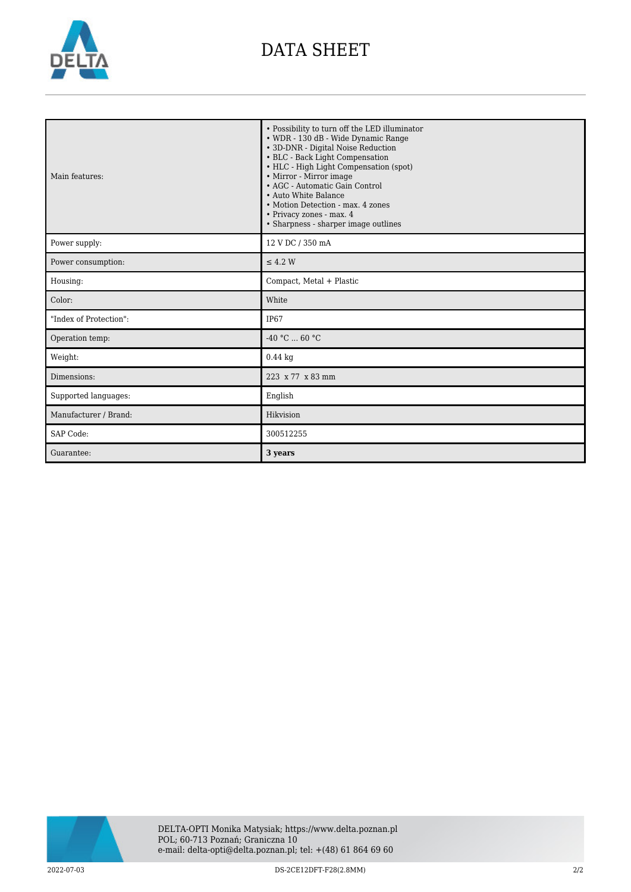# DATA SHEET

| | |
|---|---|
| Main features: | • Possibility to turn off the LED illuminator<br>• WDR - 130 dB - Wide Dynamic Range<br>• 3D-DNR - Digital Noise Reduction<br>• BLC - Back Light Compensation<br>• HLC - High Light Compensation (spot)<br>• Mirror - Mirror image<br>• AGC - Automatic Gain Control<br>• Auto White Balance<br>• Motion Detection - max. 4 zones<br>• Privacy zones - max. 4<br>• Sharpness - sharper image outlines |
| Power supply: | 12 V DC / 350 mA |
| Power consumption: | ≤ 4.2 W |
| Housing: | Compact, Metal + Plastic |
| Color: | White |
| "Index of Protection": | IP67 |
| Operation temp: | -40 °C ... 60 °C |
| Weight: | 0.44 kg |
| Dimensions: | 223 x 77 x 83 mm |
| Supported languages: | English |
| Manufacturer / Brand: | Hikvision |
| SAP Code: | 300512255 |
| Guarantee: | **3 years** |

DELTA-OPTI Monika Matysiak; https://www.delta.poznan.pl
POL; 60-713 Poznań; Graniczna 10
e-mail: delta-opti@delta.poznan.pl; tel: +(48) 61 864 69 60

2022-07-03 DS-2CE12DFT-F28(2.8MM)